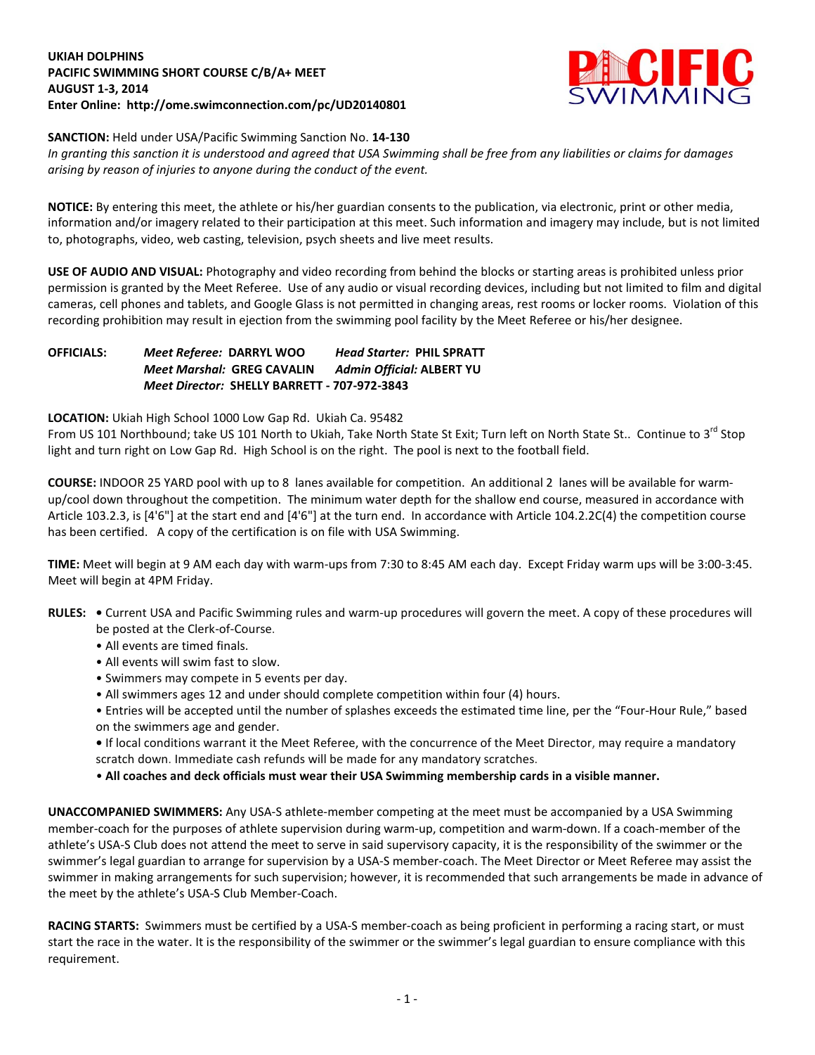**UKIAH DOLPHINS**
**PACIFIC SWIMMING SHORT COURSE C/B/A+ MEET**
**AUGUST 1-3, 2014**
**Enter Online: http://ome.swimconnection.com/pc/UD20140801**

**SANCTION:** Held under USA/Pacific Swimming Sanction No. **14-130**
*In granting this sanction it is understood and agreed that USA Swimming shall be free from any liabilities or claims for damages arising by reason of injuries to anyone during the conduct of the event.*

**NOTICE:** By entering this meet, the athlete or his/her guardian consents to the publication, via electronic, print or other media, information and/or imagery related to their participation at this meet. Such information and imagery may include, but is not limited to, photographs, video, web casting, television, psych sheets and live meet results.

**USE OF AUDIO AND VISUAL:** Photography and video recording from behind the blocks or starting areas is prohibited unless prior permission is granted by the Meet Referee. Use of any audio or visual recording devices, including but not limited to film and digital cameras, cell phones and tablets, and Google Glass is not permitted in changing areas, rest rooms or locker rooms. Violation of this recording prohibition may result in ejection from the swimming pool facility by the Meet Referee or his/her designee.

**OFFICIALS:** *Meet Referee:* **DARRYL WOO** *Head Starter:* **PHIL SPRATT**
*Meet Marshal:* **GREG CAVALIN** *Admin Official:* **ALBERT YU**
*Meet Director:* **SHELLY BARRETT - 707-972-3843**

**LOCATION:** Ukiah High School 1000 Low Gap Rd. Ukiah Ca. 95482
From US 101 Northbound; take US 101 North to Ukiah, Take North State St Exit; Turn left on North State St.. Continue to 3rd Stop light and turn right on Low Gap Rd. High School is on the right. The pool is next to the football field.

**COURSE:** INDOOR 25 YARD pool with up to 8 lanes available for competition. An additional 2 lanes will be available for warm-up/cool down throughout the competition. The minimum water depth for the shallow end course, measured in accordance with Article 103.2.3, is [4'6"] at the start end and [4'6"] at the turn end. In accordance with Article 104.2.2C(4) the competition course has been certified. A copy of the certification is on file with USA Swimming.

**TIME:** Meet will begin at 9 AM each day with warm-ups from 7:30 to 8:45 AM each day. Except Friday warm ups will be 3:00-3:45. Meet will begin at 4PM Friday.

**RULES:**
- Current USA and Pacific Swimming rules and warm-up procedures will govern the meet. A copy of these procedures will be posted at the Clerk-of-Course.
- All events are timed finals.
- All events will swim fast to slow.
- Swimmers may compete in 5 events per day.
- All swimmers ages 12 and under should complete competition within four (4) hours.
- Entries will be accepted until the number of splashes exceeds the estimated time line, per the "Four-Hour Rule," based on the swimmers age and gender.
- If local conditions warrant it the Meet Referee, with the concurrence of the Meet Director, may require a mandatory scratch down. Immediate cash refunds will be made for any mandatory scratches.
- **All coaches and deck officials must wear their USA Swimming membership cards in a visible manner.**

**UNACCOMPANIED SWIMMERS:** Any USA-S athlete-member competing at the meet must be accompanied by a USA Swimming member-coach for the purposes of athlete supervision during warm-up, competition and warm-down. If a coach-member of the athlete's USA-S Club does not attend the meet to serve in said supervisory capacity, it is the responsibility of the swimmer or the swimmer's legal guardian to arrange for supervision by a USA-S member-coach. The Meet Director or Meet Referee may assist the swimmer in making arrangements for such supervision; however, it is recommended that such arrangements be made in advance of the meet by the athlete's USA-S Club Member-Coach.

**RACING STARTS:** Swimmers must be certified by a USA-S member-coach as being proficient in performing a racing start, or must start the race in the water. It is the responsibility of the swimmer or the swimmer's legal guardian to ensure compliance with this requirement.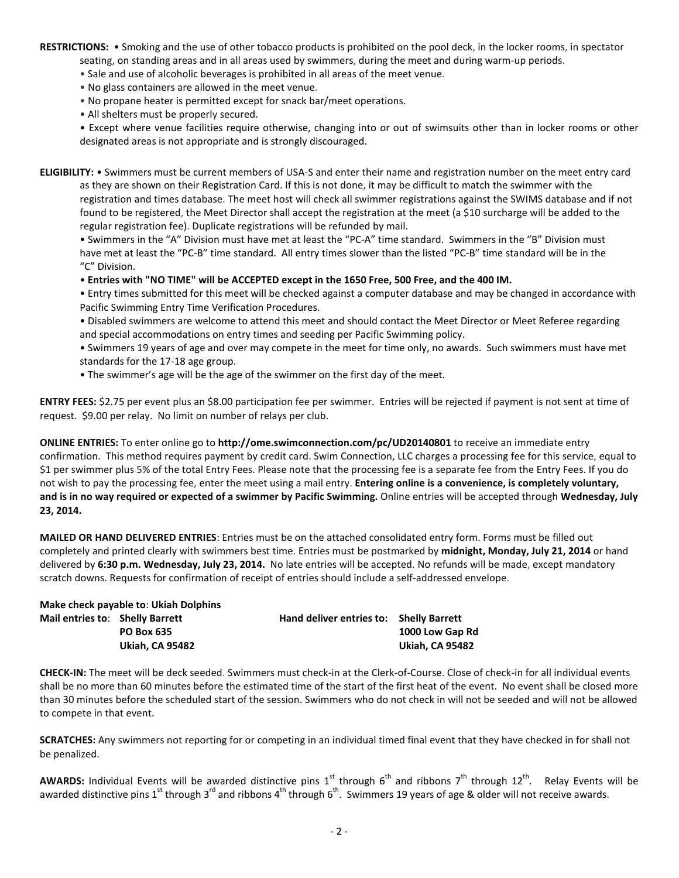**RESTRICTIONS:** • Smoking and the use of other tobacco products is prohibited on the pool deck, in the locker rooms, in spectator seating, on standing areas and in all areas used by swimmers, during the meet and during warm-up periods.

• Sale and use of alcoholic beverages is prohibited in all areas of the meet venue.

• No glass containers are allowed in the meet venue.

• No propane heater is permitted except for snack bar/meet operations.

• All shelters must be properly secured.

• Except where venue facilities require otherwise, changing into or out of swimsuits other than in locker rooms or other designated areas is not appropriate and is strongly discouraged.

**ELIGIBILITY:** • Swimmers must be current members of USA-S and enter their name and registration number on the meet entry card as they are shown on their Registration Card. If this is not done, it may be difficult to match the swimmer with the registration and times database. The meet host will check all swimmer registrations against the SWIMS database and if not found to be registered, the Meet Director shall accept the registration at the meet (a $10 surcharge will be added to the regular registration fee). Duplicate registrations will be refunded by mail.

• Swimmers in the "A" Division must have met at least the "PC-A" time standard. Swimmers in the "B" Division must have met at least the "PC-B" time standard. All entry times slower than the listed "PC-B" time standard will be in the "C" Division.

• **Entries with "NO TIME" will be ACCEPTED except in the 1650 Free, 500 Free, and the 400 IM.**

• Entry times submitted for this meet will be checked against a computer database and may be changed in accordance with Pacific Swimming Entry Time Verification Procedures.

• Disabled swimmers are welcome to attend this meet and should contact the Meet Director or Meet Referee regarding and special accommodations on entry times and seeding per Pacific Swimming policy.

• Swimmers 19 years of age and over may compete in the meet for time only, no awards. Such swimmers must have met standards for the 17-18 age group.

• The swimmer's age will be the age of the swimmer on the first day of the meet.

**ENTRY FEES:** $2.75 per event plus an $8.00 participation fee per swimmer. Entries will be rejected if payment is not sent at time of request. $9.00 per relay. No limit on number of relays per club.

**ONLINE ENTRIES:** To enter online go to **http://ome.swimconnection.com/pc/UD20140801** to receive an immediate entry confirmation. This method requires payment by credit card. Swim Connection, LLC charges a processing fee for this service, equal to $1 per swimmer plus 5% of the total Entry Fees. Please note that the processing fee is a separate fee from the Entry Fees. If you do not wish to pay the processing fee, enter the meet using a mail entry. **Entering online is a convenience, is completely voluntary, and is in no way required or expected of a swimmer by Pacific Swimming.** Online entries will be accepted through **Wednesday, July 23, 2014.**

**MAILED OR HAND DELIVERED ENTRIES**: Entries must be on the attached consolidated entry form. Forms must be filled out completely and printed clearly with swimmers best time. Entries must be postmarked by **midnight, Monday, July 21, 2014** or hand delivered by **6:30 p.m. Wednesday, July 23, 2014.** No late entries will be accepted. No refunds will be made, except mandatory scratch downs. Requests for confirmation of receipt of entries should include a self-addressed envelope.

**Make check payable to**: **Ukiah Dolphins**

| **Mail entries to**: | **Shelly Barrett** | **Hand deliver entries to:** | **Shelly Barrett** |
|---|---|---|---|
| | **PO Box 635** | | **1000 Low Gap Rd** |
| | **Ukiah, CA 95482** | | **Ukiah, CA 95482** |

**CHECK-IN:** The meet will be deck seeded. Swimmers must check-in at the Clerk-of-Course. Close of check-in for all individual events shall be no more than 60 minutes before the estimated time of the start of the first heat of the event. No event shall be closed more than 30 minutes before the scheduled start of the session. Swimmers who do not check in will not be seeded and will not be allowed to compete in that event.

**SCRATCHES:** Any swimmers not reporting for or competing in an individual timed final event that they have checked in for shall not be penalized.

**AWARDS:** Individual Events will be awarded distinctive pins 1st through 6th and ribbons 7th through 12th. Relay Events will be awarded distinctive pins 1st through 3rd and ribbons 4th through 6th. Swimmers 19 years of age & older will not receive awards.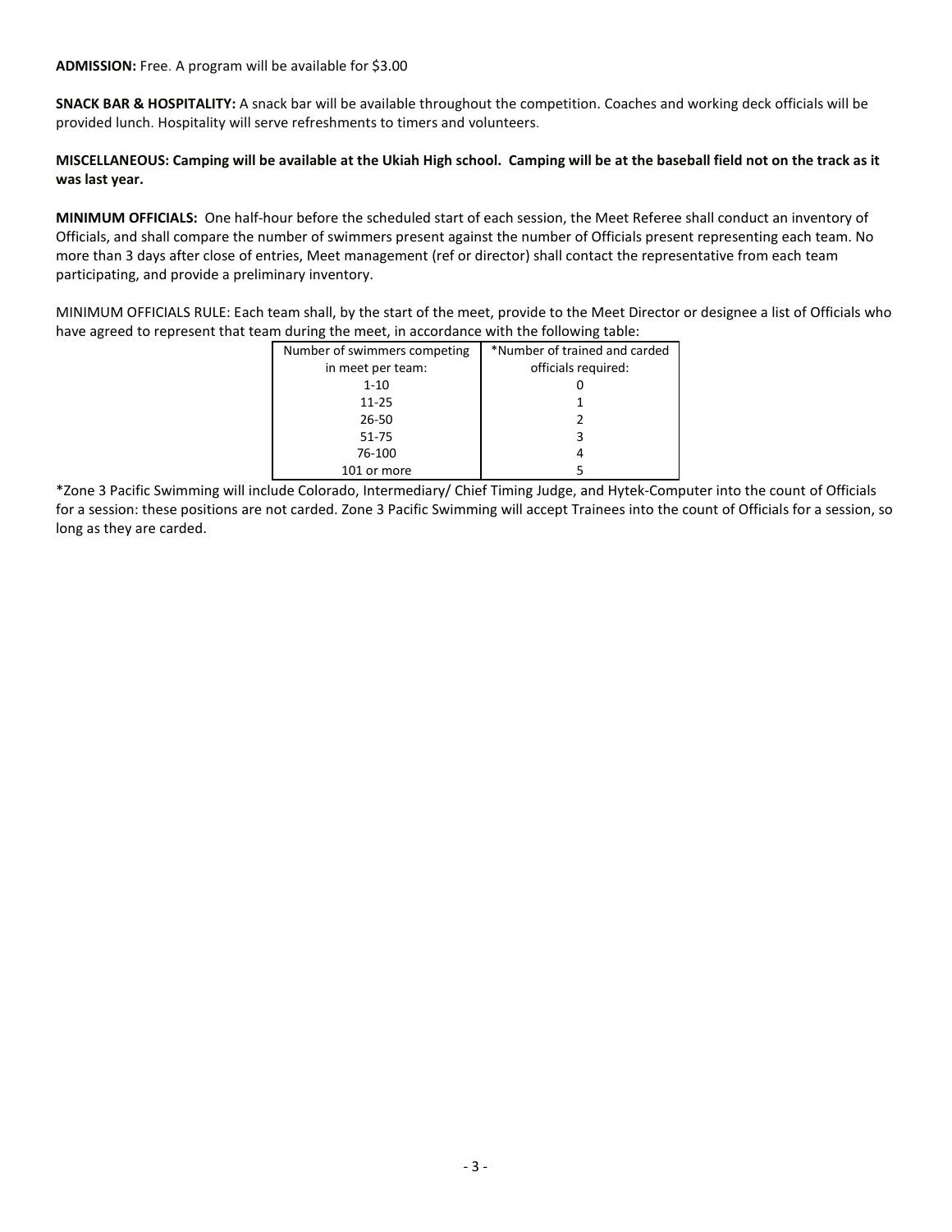**ADMISSION:** Free. A program will be available for $3.00

**SNACK BAR & HOSPITALITY:** A snack bar will be available throughout the competition. Coaches and working deck officials will be provided lunch. Hospitality will serve refreshments to timers and volunteers.

**MISCELLANEOUS: Camping will be available at the Ukiah High school. Camping will be at the baseball field not on the track as it was last year.**

**MINIMUM OFFICIALS:** One half-hour before the scheduled start of each session, the Meet Referee shall conduct an inventory of Officials, and shall compare the number of swimmers present against the number of Officials present representing each team. No more than 3 days after close of entries, Meet management (ref or director) shall contact the representative from each team participating, and provide a preliminary inventory.

MINIMUM OFFICIALS RULE: Each team shall, by the start of the meet, provide to the Meet Director or designee a list of Officials who have agreed to represent that team during the meet, in accordance with the following table:

| Number of swimmers competing in meet per team: | *Number of trained and carded officials required: |
|---|---|
| 1-10 | 0 |
| 11-25 | 1 |
| 26-50 | 2 |
| 51-75 | 3 |
| 76-100 | 4 |
| 101 or more | 5 |

*Zone 3 Pacific Swimming will include Colorado, Intermediary/ Chief Timing Judge, and Hytek-Computer into the count of Officials for a session: these positions are not carded. Zone 3 Pacific Swimming will accept Trainees into the count of Officials for a session, so long as they are carded.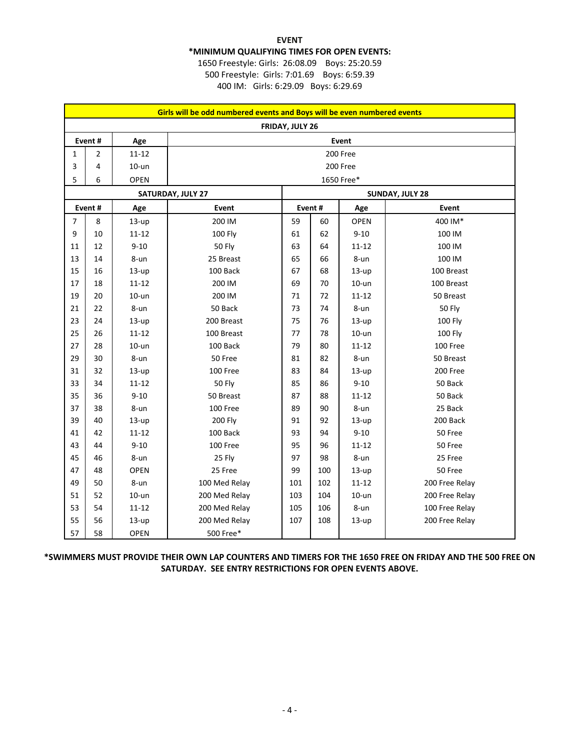**EVENT**

**\*MINIMUM QUALIFYING TIMES FOR OPEN EVENTS:**

1650 Freestyle: Girls: 26:08.09 Boys: 25:20.59

500 Freestyle: Girls: 7:01.69 Boys: 6:59.39

400 IM: Girls: 6:29.09 Boys: 6:29.69

**Girls will be odd numbered events and Boys will be even numbered events**

**FRIDAY, JULY 26**

| Event # | | Age | Event |
|---|---|---|---|
| 1 | 2 | 11-12 | 200 Free |
| 3 | 4 | 10-un | 200 Free |
| 5 | 6 | OPEN | 1650 Free* |

| SATURDAY, JULY 27 | | | | SUNDAY, JULY 28 | | | |
|---|---|---|---|---|---|---|---|
| Event # | | Age | Event | Event # | | Age | Event |
| 7 | 8 | 13-up | 200 IM | 59 | 60 | OPEN | 400 IM* |
| 9 | 10 | 11-12 | 100 Fly | 61 | 62 | 9-10 | 100 IM |
| 11 | 12 | 9-10 | 50 Fly | 63 | 64 | 11-12 | 100 IM |
| 13 | 14 | 8-un | 25 Breast | 65 | 66 | 8-un | 100 IM |
| 15 | 16 | 13-up | 100 Back | 67 | 68 | 13-up | 100 Breast |
| 17 | 18 | 11-12 | 200 IM | 69 | 70 | 10-un | 100 Breast |
| 19 | 20 | 10-un | 200 IM | 71 | 72 | 11-12 | 50 Breast |
| 21 | 22 | 8-un | 50 Back | 73 | 74 | 8-un | 50 Fly |
| 23 | 24 | 13-up | 200 Breast | 75 | 76 | 13-up | 100 Fly |
| 25 | 26 | 11-12 | 100 Breast | 77 | 78 | 10-un | 100 Fly |
| 27 | 28 | 10-un | 100 Back | 79 | 80 | 11-12 | 100 Free |
| 29 | 30 | 8-un | 50 Free | 81 | 82 | 8-un | 50 Breast |
| 31 | 32 | 13-up | 100 Free | 83 | 84 | 13-up | 200 Free |
| 33 | 34 | 11-12 | 50 Fly | 85 | 86 | 9-10 | 50 Back |
| 35 | 36 | 9-10 | 50 Breast | 87 | 88 | 11-12 | 50 Back |
| 37 | 38 | 8-un | 100 Free | 89 | 90 | 8-un | 25 Back |
| 39 | 40 | 13-up | 200 Fly | 91 | 92 | 13-up | 200 Back |
| 41 | 42 | 11-12 | 100 Back | 93 | 94 | 9-10 | 50 Free |
| 43 | 44 | 9-10 | 100 Free | 95 | 96 | 11-12 | 50 Free |
| 45 | 46 | 8-un | 25 Fly | 97 | 98 | 8-un | 25 Free |
| 47 | 48 | OPEN | 25 Free | 99 | 100 | 13-up | 50 Free |
| 49 | 50 | 8-un | 100 Med Relay | 101 | 102 | 11-12 | 200 Free Relay |
| 51 | 52 | 10-un | 200 Med Relay | 103 | 104 | 10-un | 200 Free Relay |
| 53 | 54 | 11-12 | 200 Med Relay | 105 | 106 | 8-un | 100 Free Relay |
| 55 | 56 | 13-up | 200 Med Relay | 107 | 108 | 13-up | 200 Free Relay |
| 57 | 58 | OPEN | 500 Free* | | | | |

**\*SWIMMERS MUST PROVIDE THEIR OWN LAP COUNTERS AND TIMERS FOR THE 1650 FREE ON FRIDAY AND THE 500 FREE ON SATURDAY. SEE ENTRY RESTRICTIONS FOR OPEN EVENTS ABOVE.**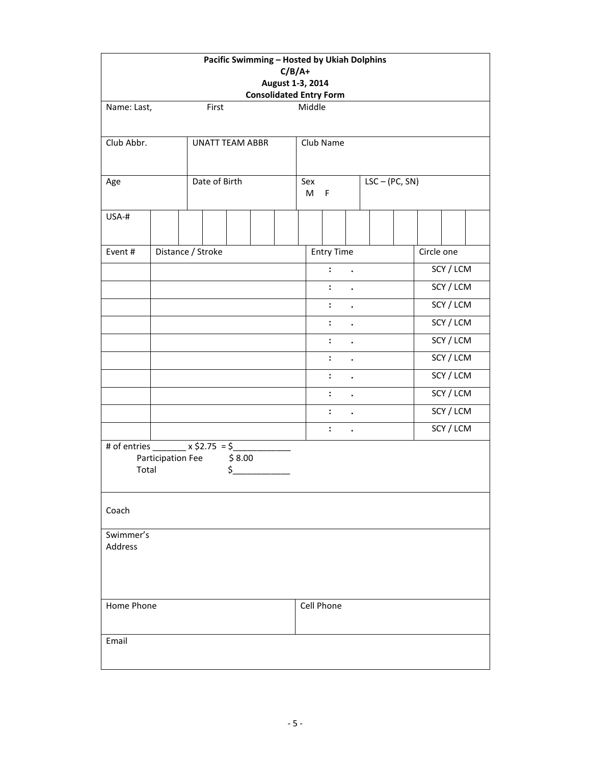**Pacific Swimming – Hosted by Ukiah Dolphins**
**C/B/A+**
**August 1-3, 2014**
**Consolidated Entry Form**

| | | | | |
|---|---|---|---|---|
| Name: Last, | First | Middle | | |
| Club Abbr. | UNATT TEAM ABBR | Club Name | | |
| Age | Date of Birth | Sex M F | LSC – (PC, SN) | |
| USA-# | | | | |

| Event # | Distance / Stroke | Entry Time | Circle one |
|---|---|---|---|
| | | : . | SCY / LCM |
| | | : . | SCY / LCM |
| | | : . | SCY / LCM |
| | | : . | SCY / LCM |
| | | : . | SCY / LCM |
| | | : . | SCY / LCM |
| | | : . | SCY / LCM |
| | | : . | SCY / LCM |
| | | : . | SCY / LCM |
| | | : . | SCY / LCM |

# of entries _______ x $2.75 = $____________
Participation Fee $ 8.00
Total $____________

| | |
|---|---|
| Coach | |
| Swimmer's Address | |
| Home Phone | Cell Phone |
| Email | |